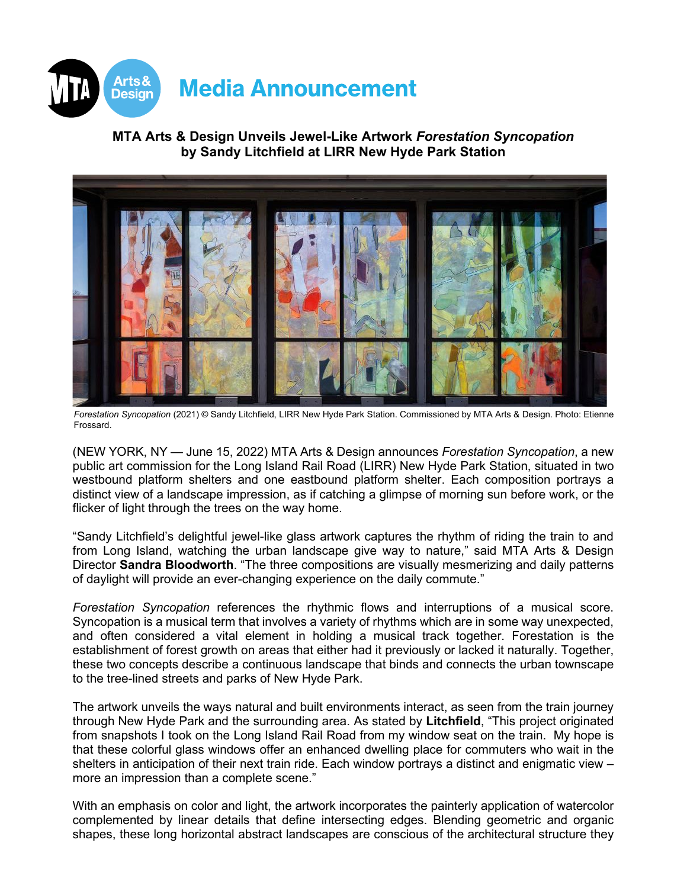# Media Announcement

**MTA Arts & Design Unveils Jewel-Like Artwork *Forestation Syncopation* by Sandy Litchfield at LIRR New Hyde Park Station**

*Forestation Syncopation* (2021) © Sandy Litchfield, LIRR New Hyde Park Station. Commissioned by MTA Arts & Design. Photo: Etienne Frossard.

(NEW YORK, NY — June 15, 2022) MTA Arts & Design announces *Forestation Syncopation*, a new public art commission for the Long Island Rail Road (LIRR) New Hyde Park Station, situated in two westbound platform shelters and one eastbound platform shelter. Each composition portrays a distinct view of a landscape impression, as if catching a glimpse of morning sun before work, or the flicker of light through the trees on the way home.

"Sandy Litchfield's delightful jewel-like glass artwork captures the rhythm of riding the train to and from Long Island, watching the urban landscape give way to nature," said MTA Arts & Design Director **Sandra Bloodworth**. "The three compositions are visually mesmerizing and daily patterns of daylight will provide an ever-changing experience on the daily commute."

*Forestation Syncopation* references the rhythmic flows and interruptions of a musical score. Syncopation is a musical term that involves a variety of rhythms which are in some way unexpected, and often considered a vital element in holding a musical track together. Forestation is the establishment of forest growth on areas that either had it previously or lacked it naturally. Together, these two concepts describe a continuous landscape that binds and connects the urban townscape to the tree-lined streets and parks of New Hyde Park.

The artwork unveils the ways natural and built environments interact, as seen from the train journey through New Hyde Park and the surrounding area. As stated by **Litchfield**, "This project originated from snapshots I took on the Long Island Rail Road from my window seat on the train. My hope is that these colorful glass windows offer an enhanced dwelling place for commuters who wait in the shelters in anticipation of their next train ride. Each window portrays a distinct and enigmatic view – more an impression than a complete scene."

With an emphasis on color and light, the artwork incorporates the painterly application of watercolor complemented by linear details that define intersecting edges. Blending geometric and organic shapes, these long horizontal abstract landscapes are conscious of the architectural structure they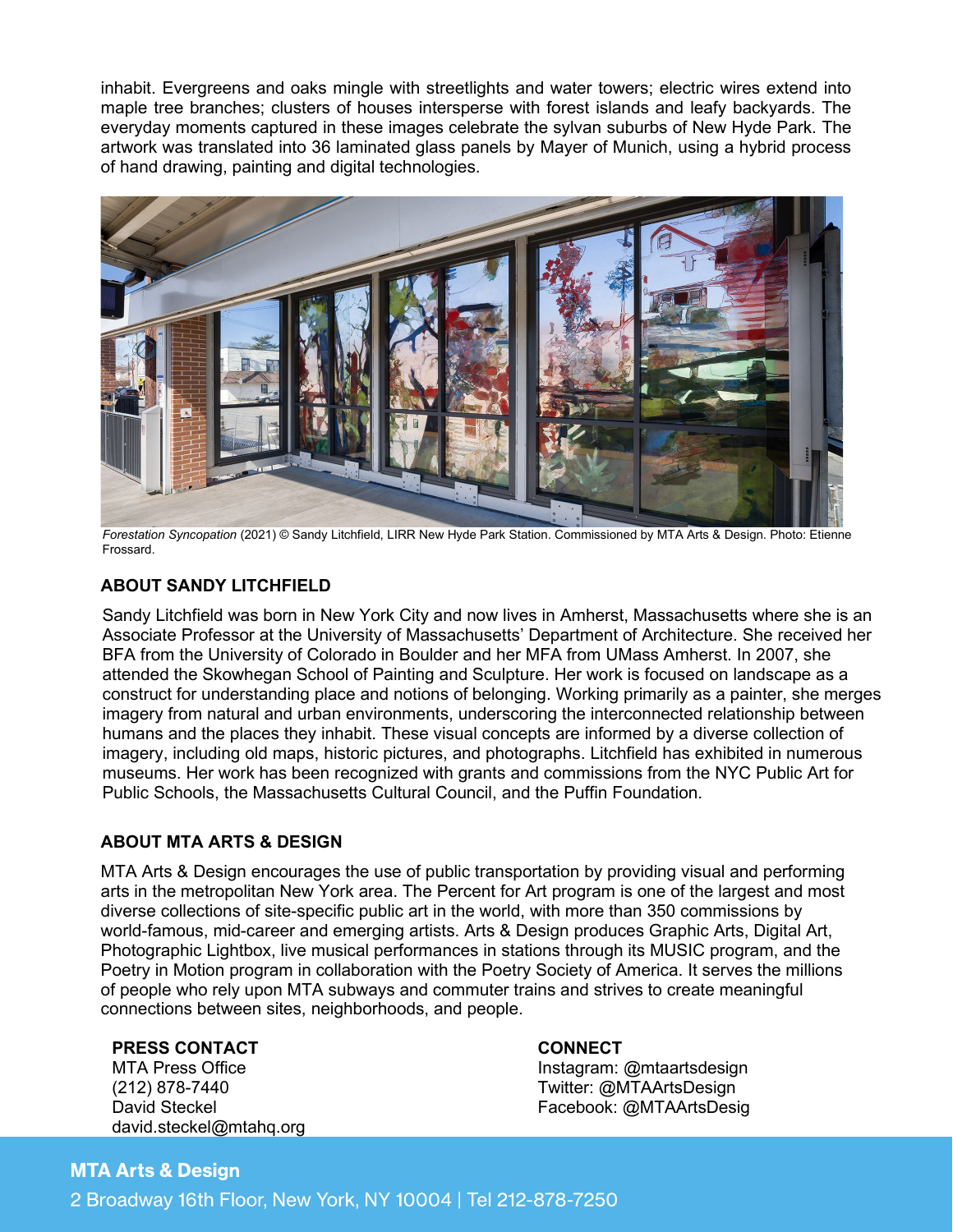inhabit. Evergreens and oaks mingle with streetlights and water towers; electric wires extend into maple tree branches; clusters of houses intersperse with forest islands and leafy backyards. The everyday moments captured in these images celebrate the sylvan suburbs of New Hyde Park. The artwork was translated into 36 laminated glass panels by Mayer of Munich, using a hybrid process of hand drawing, painting and digital technologies.

*Forestation Syncopation* (2021) © Sandy Litchfield, LIRR New Hyde Park Station. Commissioned by MTA Arts & Design. Photo: Etienne Frossard.

## ABOUT SANDY LITCHFIELD

Sandy Litchfield was born in New York City and now lives in Amherst, Massachusetts where she is an Associate Professor at the University of Massachusetts' Department of Architecture. She received her BFA from the University of Colorado in Boulder and her MFA from UMass Amherst. In 2007, she attended the Skowhegan School of Painting and Sculpture. Her work is focused on landscape as a construct for understanding place and notions of belonging. Working primarily as a painter, she merges imagery from natural and urban environments, underscoring the interconnected relationship between humans and the places they inhabit. These visual concepts are informed by a diverse collection of imagery, including old maps, historic pictures, and photographs. Litchfield has exhibited in numerous museums. Her work has been recognized with grants and commissions from the NYC Public Art for Public Schools, the Massachusetts Cultural Council, and the Puffin Foundation.

## ABOUT MTA ARTS & DESIGN

MTA Arts & Design encourages the use of public transportation by providing visual and performing arts in the metropolitan New York area. The Percent for Art program is one of the largest and most diverse collections of site-specific public art in the world, with more than 350 commissions by world-famous, mid-career and emerging artists. Arts & Design produces Graphic Arts, Digital Art, Photographic Lightbox, live musical performances in stations through its MUSIC program, and the Poetry in Motion program in collaboration with the Poetry Society of America. It serves the millions of people who rely upon MTA subways and commuter trains and strives to create meaningful connections between sites, neighborhoods, and people.

**PRESS CONTACT**
MTA Press Office
(212) 878-7440
David Steckel
david.steckel@mtahq.org

**CONNECT**
Instagram: @mtaartsdesign
Twitter: @MTAArtsDesign
Facebook: @MTAArtsDesig

**MTA Arts & Design**
2 Broadway 16th Floor, New York, NY 10004 | Tel 212-878-7250